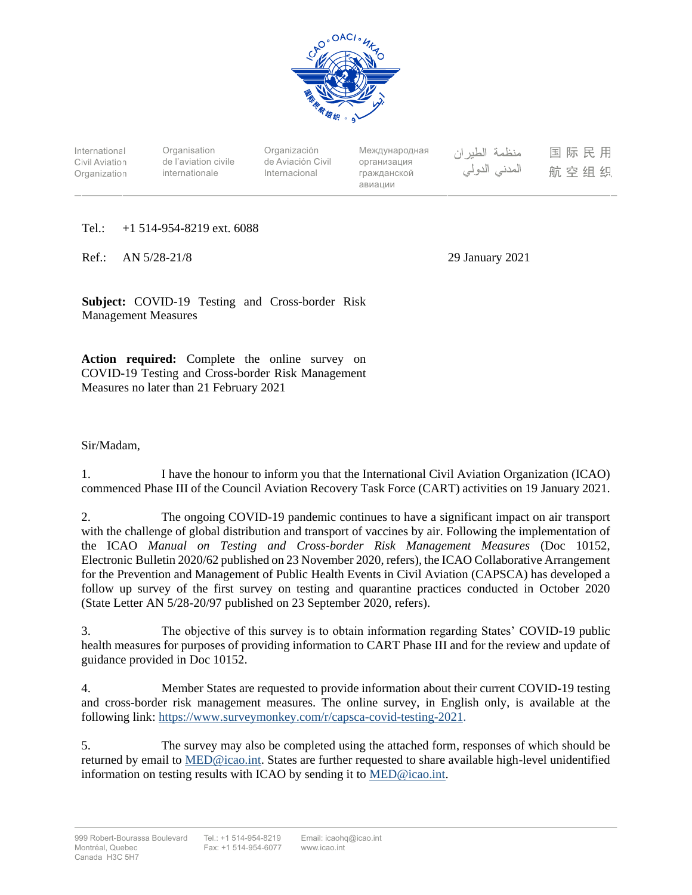International Civil Aviation Organization | Organisation de l'aviation civile internationale | Organización de Aviación Civil Internacional | Международная организация гражданской авиации | منظمة الطيران المدني الدولي | 国际民用航空组织

Tel.: +1 514-954-8219 ext. 6088

Ref.: AN 5/28-21/8

29 January 2021

**Subject:** COVID-19 Testing and Cross-border Risk Management Measures

**Action required:** Complete the online survey on COVID-19 Testing and Cross-border Risk Management Measures no later than 21 February 2021

Sir/Madam,

1. I have the honour to inform you that the International Civil Aviation Organization (ICAO) commenced Phase III of the Council Aviation Recovery Task Force (CART) activities on 19 January 2021.

2. The ongoing COVID-19 pandemic continues to have a significant impact on air transport with the challenge of global distribution and transport of vaccines by air. Following the implementation of the ICAO *Manual on Testing and Cross-border Risk Management Measures* (Doc 10152, Electronic Bulletin 2020/62 published on 23 November 2020, refers), the ICAO Collaborative Arrangement for the Prevention and Management of Public Health Events in Civil Aviation (CAPSCA) has developed a follow up survey of the first survey on testing and quarantine practices conducted in October 2020 (State Letter AN 5/28-20/97 published on 23 September 2020, refers).

3. The objective of this survey is to obtain information regarding States' COVID-19 public health measures for purposes of providing information to CART Phase III and for the review and update of guidance provided in Doc 10152.

4. Member States are requested to provide information about their current COVID-19 testing and cross-border risk management measures. The online survey, in English only, is available at the following link: https://www.surveymonkey.com/r/capsca-covid-testing-2021.

5. The survey may also be completed using the attached form, responses of which should be returned by email to MED@icao.int. States are further requested to share available high-level unidentified information on testing results with ICAO by sending it to MED@icao.int.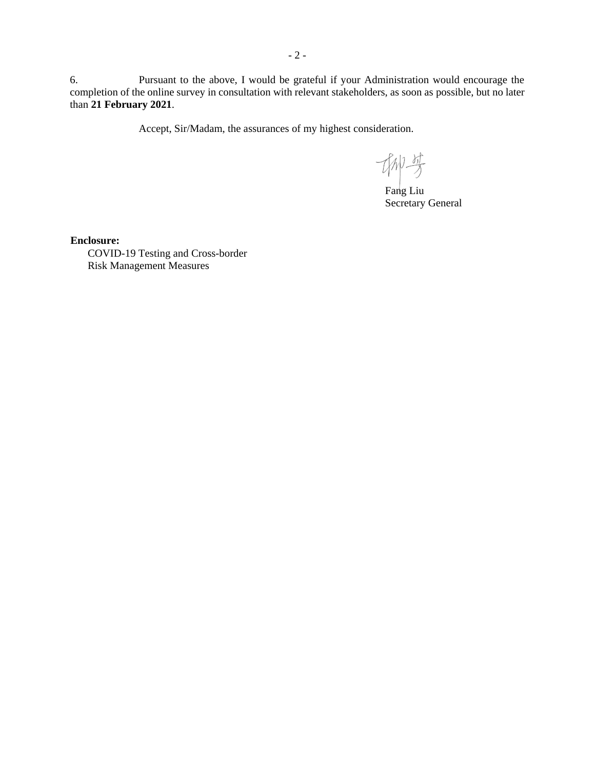6. Pursuant to the above, I would be grateful if your Administration would encourage the completion of the online survey in consultation with relevant stakeholders, as soon as possible, but no later than **21 February 2021**.

Accept, Sir/Madam, the assurances of my highest consideration.

柳芳

Fang Liu
Secretary General

**Enclosure:**
COVID-19 Testing and Cross-border Risk Management Measures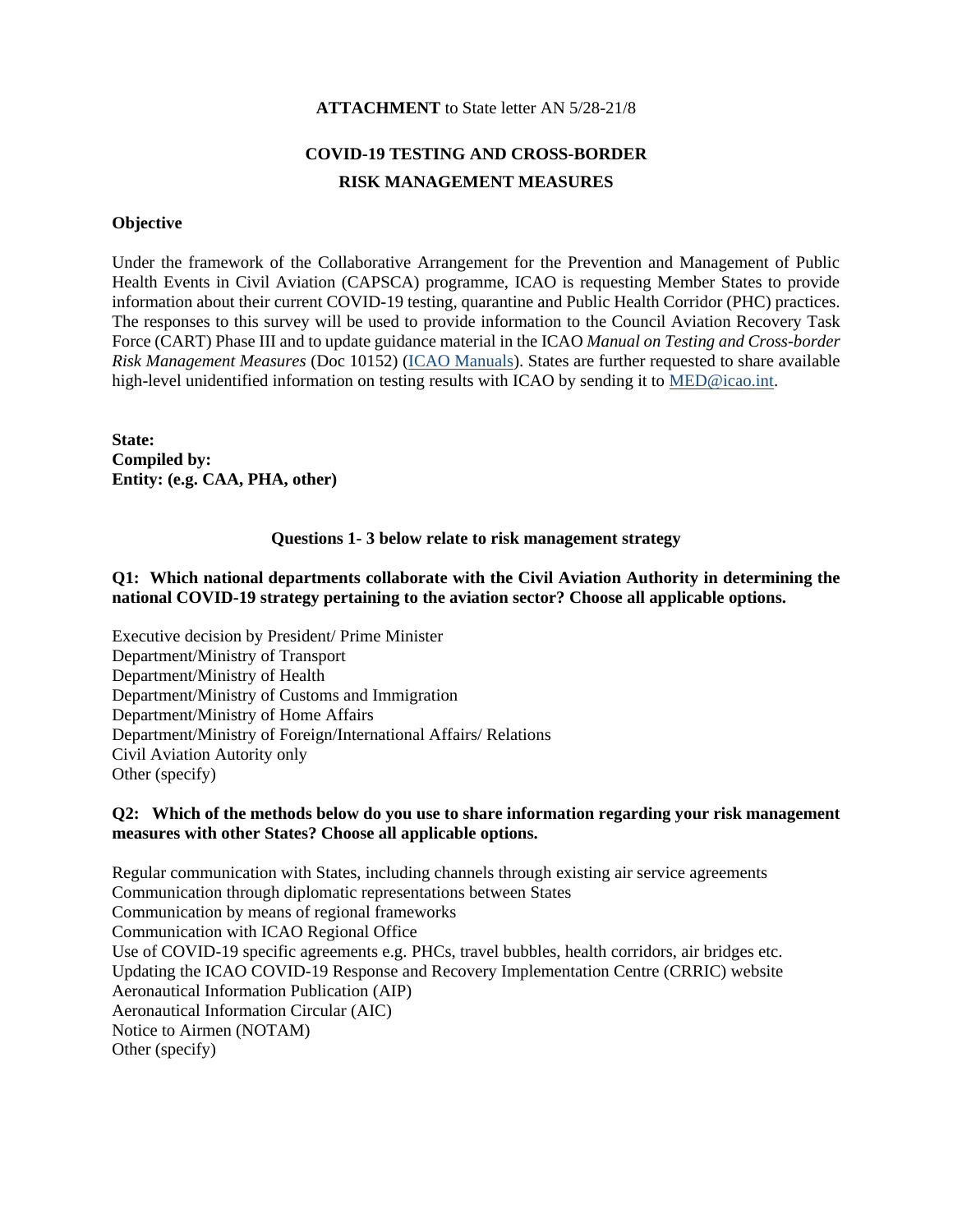**ATTACHMENT** to State letter AN 5/28-21/8

# COVID-19 TESTING AND CROSS-BORDER RISK MANAGEMENT MEASURES

**Objective**

Under the framework of the Collaborative Arrangement for the Prevention and Management of Public Health Events in Civil Aviation (CAPSCA) programme, ICAO is requesting Member States to provide information about their current COVID-19 testing, quarantine and Public Health Corridor (PHC) practices. The responses to this survey will be used to provide information to the Council Aviation Recovery Task Force (CART) Phase III and to update guidance material in the ICAO *Manual on Testing and Cross-border Risk Management Measures* (Doc 10152) (ICAO Manuals). States are further requested to share available high-level unidentified information on testing results with ICAO by sending it to MED@icao.int.

**State:**
**Compiled by:**
**Entity: (e.g. CAA, PHA, other)**

**Questions 1- 3 below relate to risk management strategy**

**Q1: Which national departments collaborate with the Civil Aviation Authority in determining the national COVID-19 strategy pertaining to the aviation sector? Choose all applicable options.**

Executive decision by President/ Prime Minister
Department/Ministry of Transport
Department/Ministry of Health
Department/Ministry of Customs and Immigration
Department/Ministry of Home Affairs
Department/Ministry of Foreign/International Affairs/ Relations
Civil Aviation Autority only
Other (specify)

**Q2: Which of the methods below do you use to share information regarding your risk management measures with other States? Choose all applicable options.**

Regular communication with States, including channels through existing air service agreements
Communication through diplomatic representations between States
Communication by means of regional frameworks
Communication with ICAO Regional Office
Use of COVID-19 specific agreements e.g. PHCs, travel bubbles, health corridors, air bridges etc.
Updating the ICAO COVID-19 Response and Recovery Implementation Centre (CRRIC) website
Aeronautical Information Publication (AIP)
Aeronautical Information Circular (AIC)
Notice to Airmen (NOTAM)
Other (specify)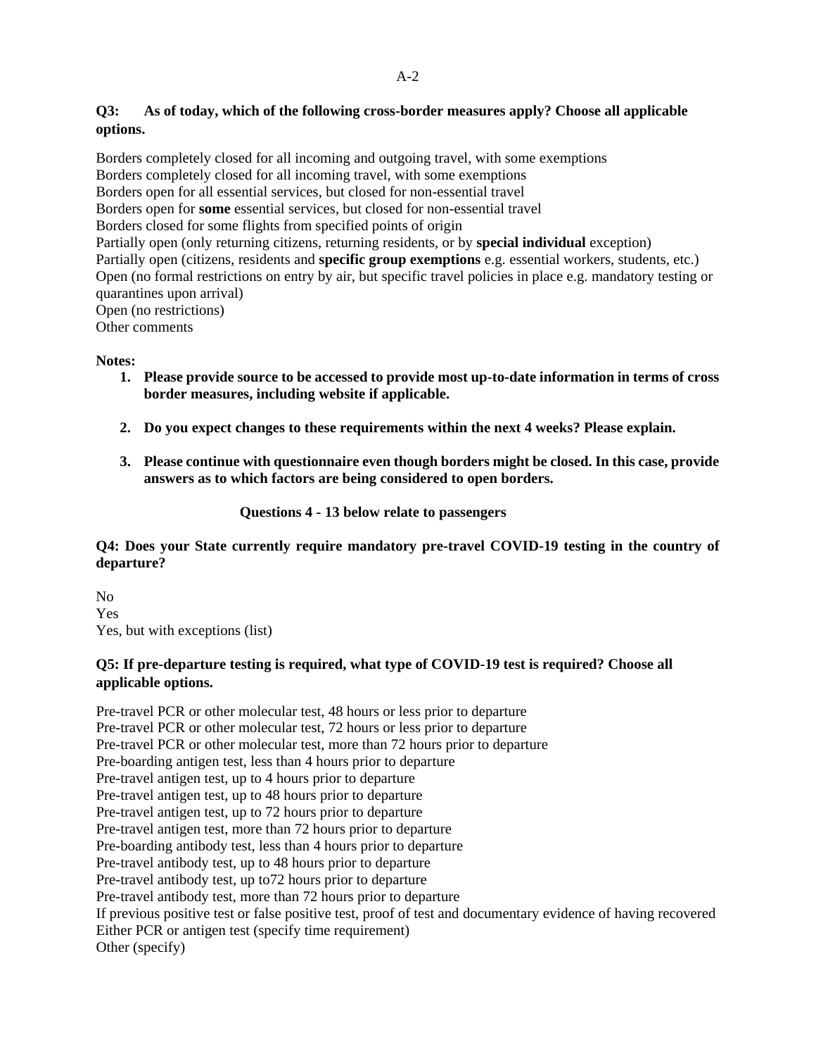**Q3: As of today, which of the following cross-border measures apply? Choose all applicable options.**

Borders completely closed for all incoming and outgoing travel, with some exemptions
Borders completely closed for all incoming travel, with some exemptions
Borders open for all essential services, but closed for non-essential travel
Borders open for **some** essential services, but closed for non-essential travel
Borders closed for some flights from specified points of origin
Partially open (only returning citizens, returning residents, or by **special individual** exception)
Partially open (citizens, residents and **specific group exemptions** e.g. essential workers, students, etc.)
Open (no formal restrictions on entry by air, but specific travel policies in place e.g. mandatory testing or quarantines upon arrival)
Open (no restrictions)
Other comments

**Notes:**

1. **Please provide source to be accessed to provide most up-to-date information in terms of cross border measures, including website if applicable.**

2. **Do you expect changes to these requirements within the next 4 weeks? Please explain.**

3. **Please continue with questionnaire even though borders might be closed. In this case, provide answers as to which factors are being considered to open borders.**

**Questions 4 - 13 below relate to passengers**

**Q4: Does your State currently require mandatory pre-travel COVID-19 testing in the country of departure?**

No
Yes
Yes, but with exceptions (list)

**Q5: If pre-departure testing is required, what type of COVID-19 test is required? Choose all applicable options.**

Pre-travel PCR or other molecular test, 48 hours or less prior to departure
Pre-travel PCR or other molecular test, 72 hours or less prior to departure
Pre-travel PCR or other molecular test, more than 72 hours prior to departure
Pre-boarding antigen test, less than 4 hours prior to departure
Pre-travel antigen test, up to 4 hours prior to departure
Pre-travel antigen test, up to 48 hours prior to departure
Pre-travel antigen test, up to 72 hours prior to departure
Pre-travel antigen test, more than 72 hours prior to departure
Pre-boarding antibody test, less than 4 hours prior to departure
Pre-travel antibody test, up to 48 hours prior to departure
Pre-travel antibody test, up to72 hours prior to departure
Pre-travel antibody test, more than 72 hours prior to departure
If previous positive test or false positive test, proof of test and documentary evidence of having recovered
Either PCR or antigen test (specify time requirement)
Other (specify)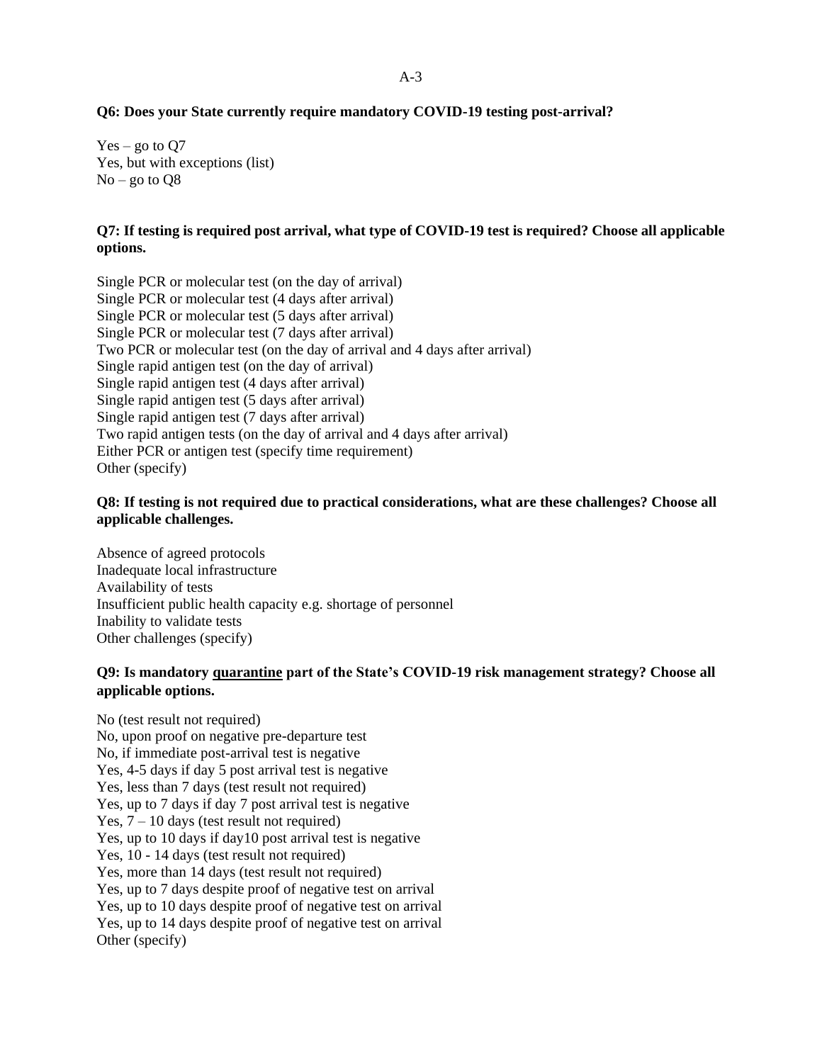**Q6: Does your State currently require mandatory COVID-19 testing post-arrival?**

Yes – go to Q7
Yes, but with exceptions (list)
No – go to Q8

**Q7: If testing is required post arrival, what type of COVID-19 test is required? Choose all applicable options.**

Single PCR or molecular test (on the day of arrival)
Single PCR or molecular test (4 days after arrival)
Single PCR or molecular test (5 days after arrival)
Single PCR or molecular test (7 days after arrival)
Two PCR or molecular test (on the day of arrival and 4 days after arrival)
Single rapid antigen test (on the day of arrival)
Single rapid antigen test (4 days after arrival)
Single rapid antigen test (5 days after arrival)
Single rapid antigen test (7 days after arrival)
Two rapid antigen tests (on the day of arrival and 4 days after arrival)
Either PCR or antigen test (specify time requirement)
Other (specify)

**Q8: If testing is not required due to practical considerations, what are these challenges? Choose all applicable challenges.**

Absence of agreed protocols
Inadequate local infrastructure
Availability of tests
Insufficient public health capacity e.g. shortage of personnel
Inability to validate tests
Other challenges (specify)

**Q9: Is mandatory <u>quarantine</u> part of the State's COVID-19 risk management strategy? Choose all applicable options.**

No (test result not required)
No, upon proof on negative pre-departure test
No, if immediate post-arrival test is negative
Yes, 4-5 days if day 5 post arrival test is negative
Yes, less than 7 days (test result not required)
Yes, up to 7 days if day 7 post arrival test is negative
Yes, 7 – 10 days (test result not required)
Yes, up to 10 days if day10 post arrival test is negative
Yes, 10 - 14 days (test result not required)
Yes, more than 14 days (test result not required)
Yes, up to 7 days despite proof of negative test on arrival
Yes, up to 10 days despite proof of negative test on arrival
Yes, up to 14 days despite proof of negative test on arrival
Other (specify)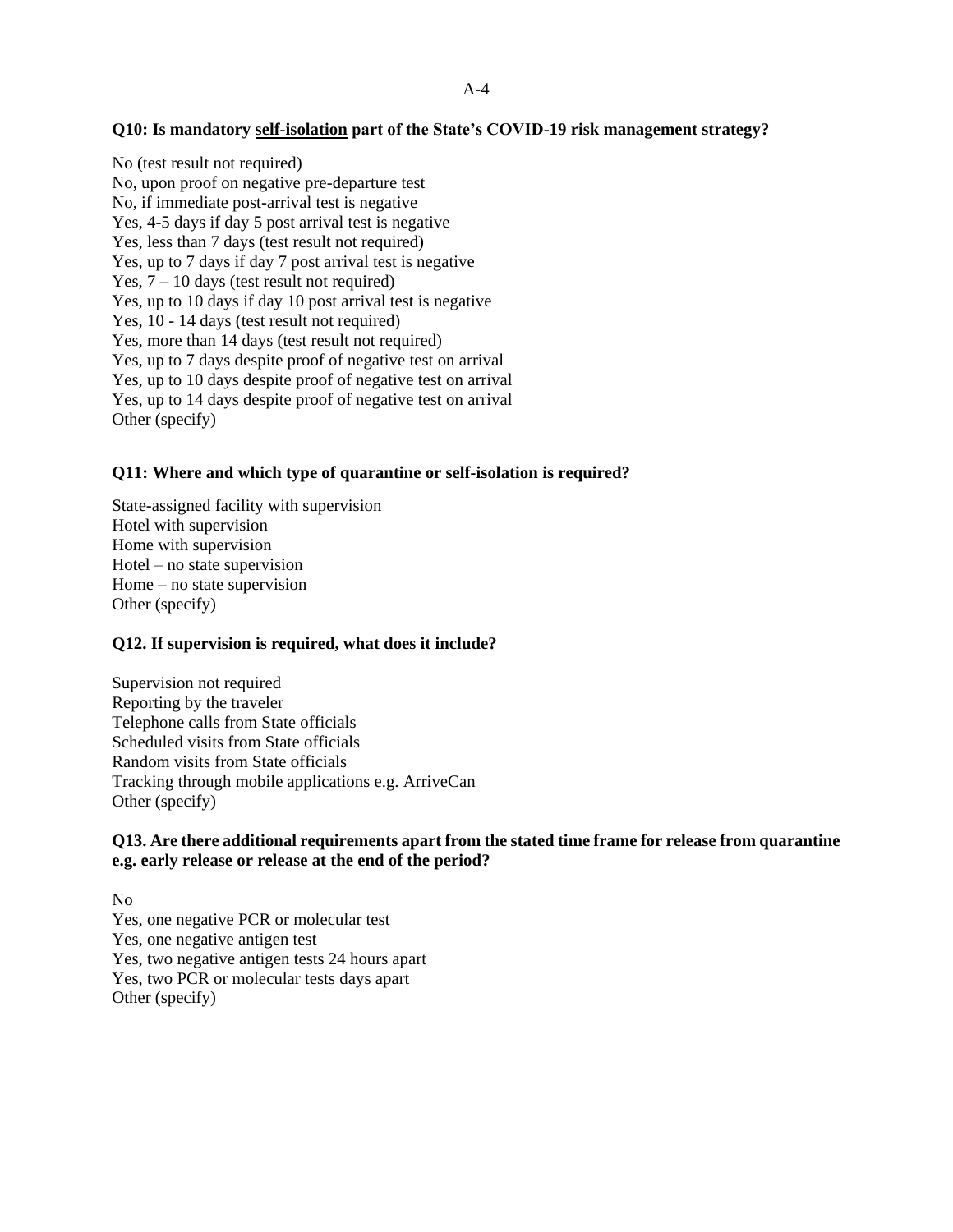**Q10: Is mandatory <u>self-isolation</u> part of the State's COVID-19 risk management strategy?**

No (test result not required)
No, upon proof on negative pre-departure test
No, if immediate post-arrival test is negative
Yes, 4-5 days if day 5 post arrival test is negative
Yes, less than 7 days (test result not required)
Yes, up to 7 days if day 7 post arrival test is negative
Yes, 7 – 10 days (test result not required)
Yes, up to 10 days if day 10 post arrival test is negative
Yes, 10 - 14 days (test result not required)
Yes, more than 14 days (test result not required)
Yes, up to 7 days despite proof of negative test on arrival
Yes, up to 10 days despite proof of negative test on arrival
Yes, up to 14 days despite proof of negative test on arrival
Other (specify)

**Q11: Where and which type of quarantine or self-isolation is required?**

State-assigned facility with supervision
Hotel with supervision
Home with supervision
Hotel – no state supervision
Home – no state supervision
Other (specify)

**Q12. If supervision is required, what does it include?**

Supervision not required
Reporting by the traveler
Telephone calls from State officials
Scheduled visits from State officials
Random visits from State officials
Tracking through mobile applications e.g. ArriveCan
Other (specify)

**Q13. Are there additional requirements apart from the stated time frame for release from quarantine e.g. early release or release at the end of the period?**

No
Yes, one negative PCR or molecular test
Yes, one negative antigen test
Yes, two negative antigen tests 24 hours apart
Yes, two PCR or molecular tests days apart
Other (specify)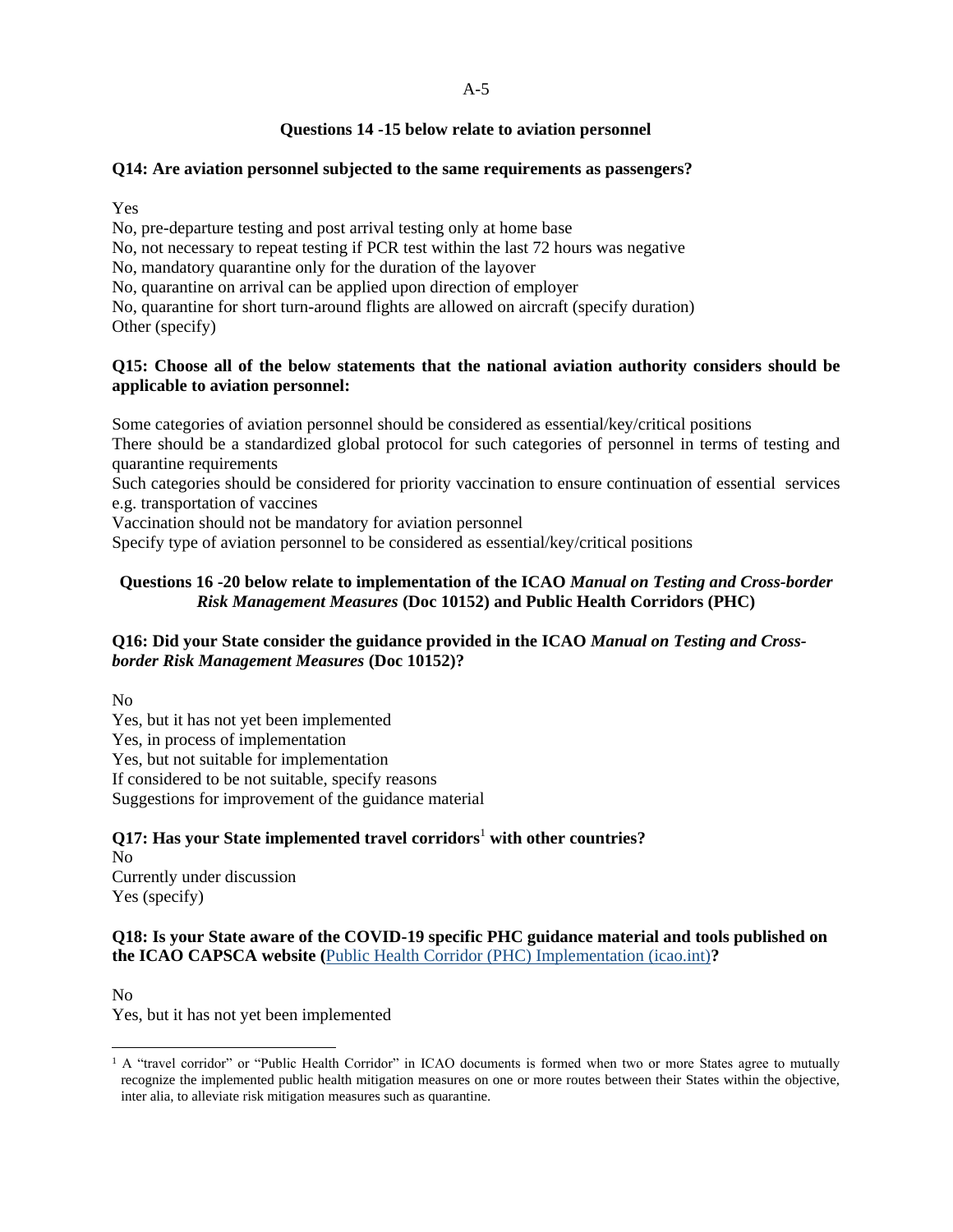**Questions 14 -15 below relate to aviation personnel**

**Q14: Are aviation personnel subjected to the same requirements as passengers?**

Yes
No, pre-departure testing and post arrival testing only at home base
No, not necessary to repeat testing if PCR test within the last 72 hours was negative
No, mandatory quarantine only for the duration of the layover
No, quarantine on arrival can be applied upon direction of employer
No, quarantine for short turn-around flights are allowed on aircraft (specify duration)
Other (specify)

**Q15: Choose all of the below statements that the national aviation authority considers should be applicable to aviation personnel:**

Some categories of aviation personnel should be considered as essential/key/critical positions
There should be a standardized global protocol for such categories of personnel in terms of testing and quarantine requirements
Such categories should be considered for priority vaccination to ensure continuation of essential services e.g. transportation of vaccines
Vaccination should not be mandatory for aviation personnel
Specify type of aviation personnel to be considered as essential/key/critical positions

**Questions 16 -20 below relate to implementation of the ICAO *Manual on Testing and Cross-border Risk Management Measures* (Doc 10152) and Public Health Corridors (PHC)**

**Q16: Did your State consider the guidance provided in the ICAO *Manual on Testing and Cross-border Risk Management Measures* (Doc 10152)?**

No
Yes, but it has not yet been implemented
Yes, in process of implementation
Yes, but not suitable for implementation
If considered to be not suitable, specify reasons
Suggestions for improvement of the guidance material

**Q17: Has your State implemented travel corridors[1] with other countries?**

No
Currently under discussion
Yes (specify)

**Q18: Is your State aware of the COVID-19 specific PHC guidance material and tools published on the ICAO CAPSCA website (Public Health Corridor (PHC) Implementation (icao.int))?**

No
Yes, but it has not yet been implemented

[1] A "travel corridor" or "Public Health Corridor" in ICAO documents is formed when two or more States agree to mutually recognize the implemented public health mitigation measures on one or more routes between their States within the objective, inter alia, to alleviate risk mitigation measures such as quarantine.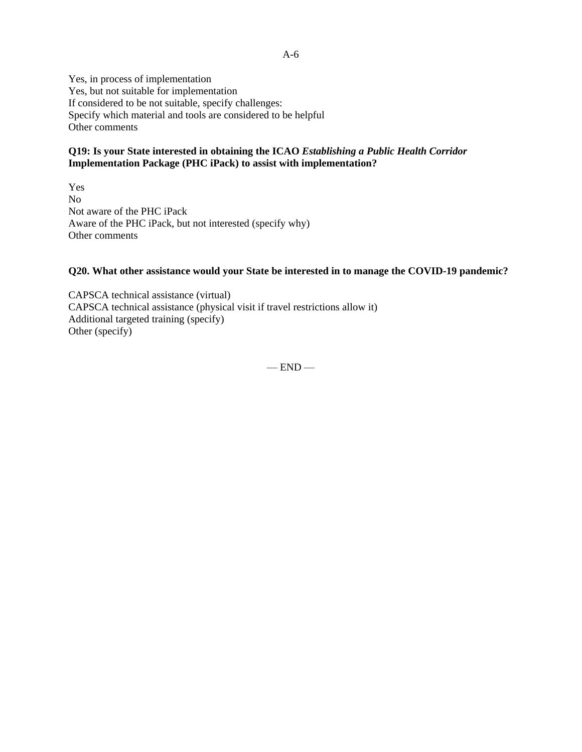Yes, in process of implementation
Yes, but not suitable for implementation
If considered to be not suitable, specify challenges:
Specify which material and tools are considered to be helpful
Other comments

**Q19: Is your State interested in obtaining the ICAO *Establishing a Public Health Corridor* Implementation Package (PHC iPack) to assist with implementation?**

Yes
No
Not aware of the PHC iPack
Aware of the PHC iPack, but not interested (specify why)
Other comments

**Q20. What other assistance would your State be interested in to manage the COVID-19 pandemic?**

CAPSCA technical assistance (virtual)
CAPSCA technical assistance (physical visit if travel restrictions allow it)
Additional targeted training (specify)
Other (specify)

— END —